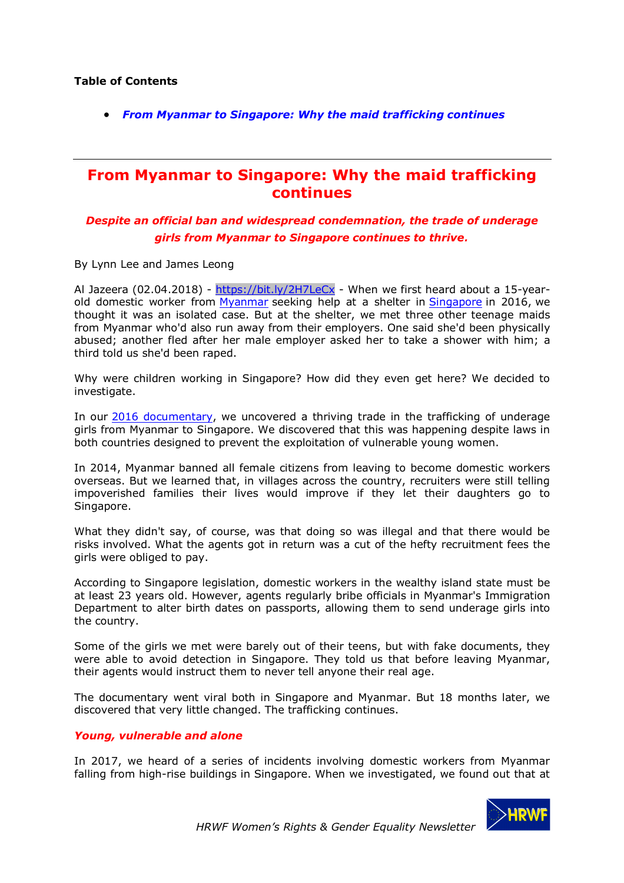**Table of Contents**

- ***From Myanmar to Singapore: Why the maid trafficking continues***

---

# From Myanmar to Singapore: Why the maid trafficking continues

***Despite an official ban and widespread condemnation, the trade of underage girls from Myanmar to Singapore continues to thrive.***

By Lynn Lee and James Leong

Al Jazeera (02.04.2018) - https://bit.ly/2H7LeCx - When we first heard about a 15-year-old domestic worker from Myanmar seeking help at a shelter in Singapore in 2016, we thought it was an isolated case. But at the shelter, we met three other teenage maids from Myanmar who'd also run away from their employers. One said she'd been physically abused; another fled after her male employer asked her to take a shower with him; a third told us she'd been raped.

Why were children working in Singapore? How did they even get here? We decided to investigate.

In our 2016 documentary, we uncovered a thriving trade in the trafficking of underage girls from Myanmar to Singapore. We discovered that this was happening despite laws in both countries designed to prevent the exploitation of vulnerable young women.

In 2014, Myanmar banned all female citizens from leaving to become domestic workers overseas. But we learned that, in villages across the country, recruiters were still telling impoverished families their lives would improve if they let their daughters go to Singapore.

What they didn't say, of course, was that doing so was illegal and that there would be risks involved. What the agents got in return was a cut of the hefty recruitment fees the girls were obliged to pay.

According to Singapore legislation, domestic workers in the wealthy island state must be at least 23 years old. However, agents regularly bribe officials in Myanmar's Immigration Department to alter birth dates on passports, allowing them to send underage girls into the country.

Some of the girls we met were barely out of their teens, but with fake documents, they were able to avoid detection in Singapore. They told us that before leaving Myanmar, their agents would instruct them to never tell anyone their real age.

The documentary went viral both in Singapore and Myanmar. But 18 months later, we discovered that very little changed. The trafficking continues.

### *Young, vulnerable and alone*

In 2017, we heard of a series of incidents involving domestic workers from Myanmar falling from high-rise buildings in Singapore. When we investigated, we found out that at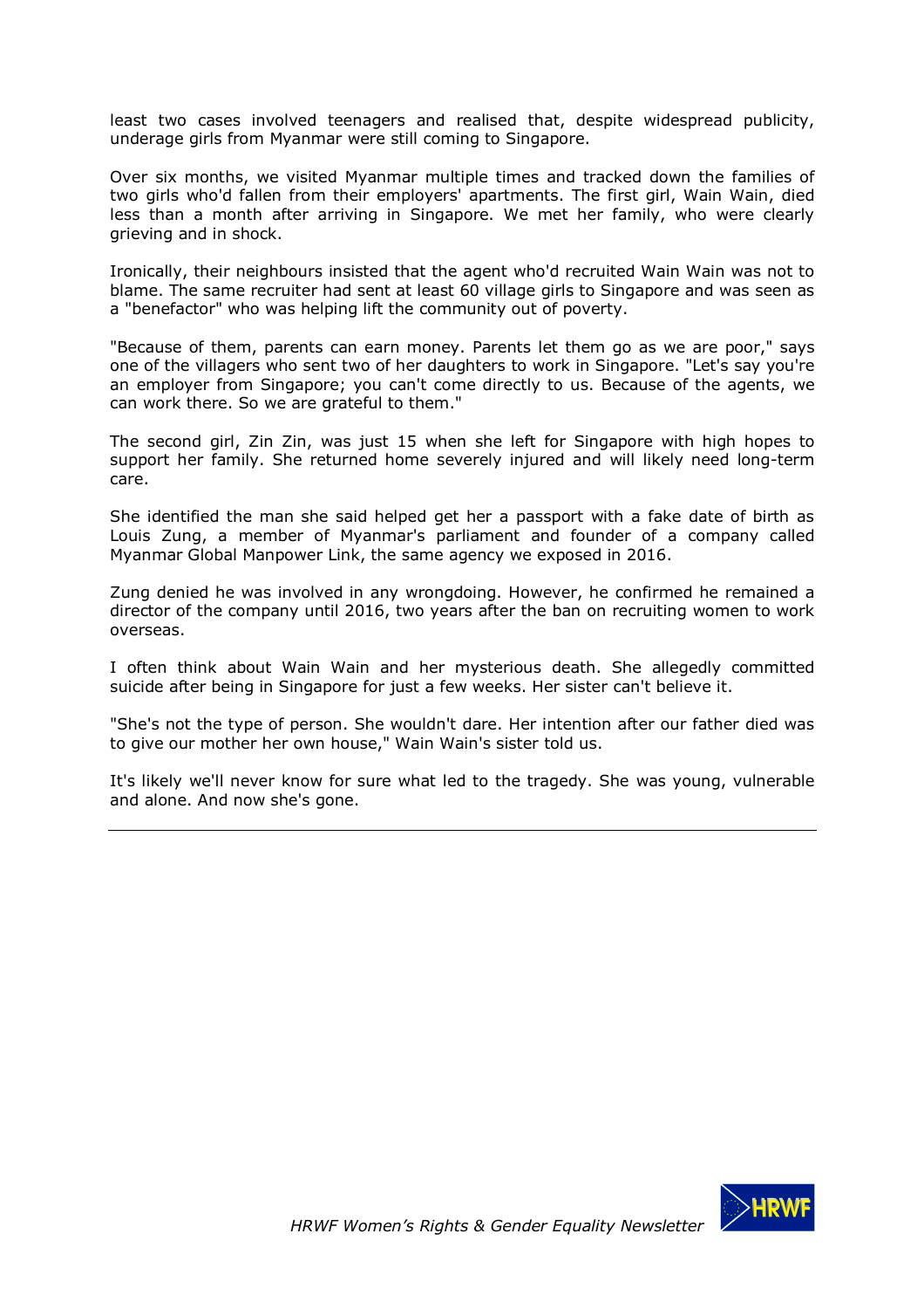least two cases involved teenagers and realised that, despite widespread publicity, underage girls from Myanmar were still coming to Singapore.

Over six months, we visited Myanmar multiple times and tracked down the families of two girls who'd fallen from their employers' apartments. The first girl, Wain Wain, died less than a month after arriving in Singapore. We met her family, who were clearly grieving and in shock.

Ironically, their neighbours insisted that the agent who'd recruited Wain Wain was not to blame. The same recruiter had sent at least 60 village girls to Singapore and was seen as a "benefactor" who was helping lift the community out of poverty.

"Because of them, parents can earn money. Parents let them go as we are poor," says one of the villagers who sent two of her daughters to work in Singapore. "Let's say you're an employer from Singapore; you can't come directly to us. Because of the agents, we can work there. So we are grateful to them."

The second girl, Zin Zin, was just 15 when she left for Singapore with high hopes to support her family. She returned home severely injured and will likely need long-term care.

She identified the man she said helped get her a passport with a fake date of birth as Louis Zung, a member of Myanmar's parliament and founder of a company called Myanmar Global Manpower Link, the same agency we exposed in 2016.

Zung denied he was involved in any wrongdoing. However, he confirmed he remained a director of the company until 2016, two years after the ban on recruiting women to work overseas.

I often think about Wain Wain and her mysterious death. She allegedly committed suicide after being in Singapore for just a few weeks. Her sister can't believe it.

"She's not the type of person. She wouldn't dare. Her intention after our father died was to give our mother her own house," Wain Wain's sister told us.

It's likely we'll never know for sure what led to the tragedy. She was young, vulnerable and alone. And now she's gone.

---